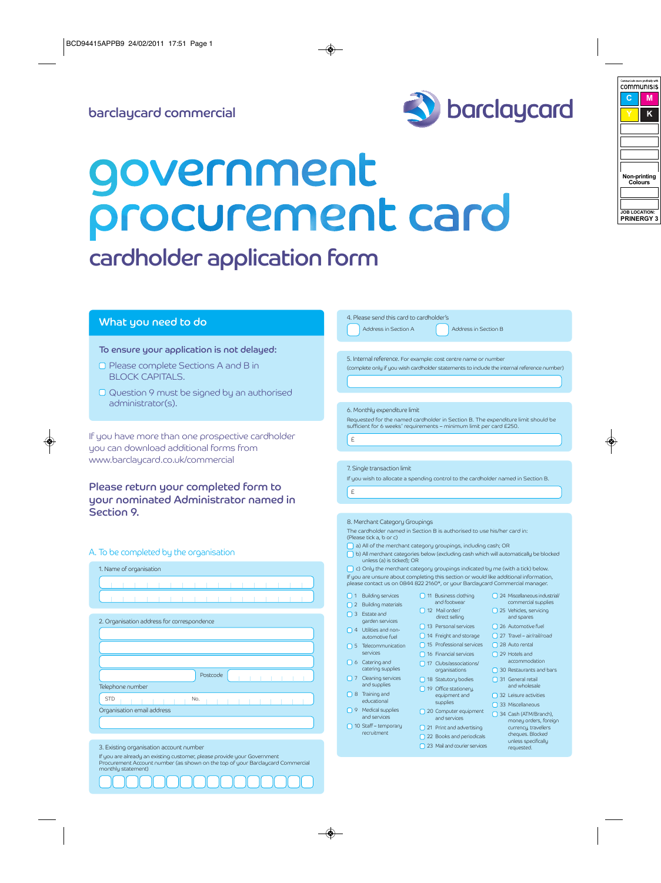barclaycard commercial

barclaycard

# government procurement card

## cardholder application form

### What you need to do

**To ensure your application is not delayed:**

- ☐ Please complete Sections A and B in BLOCK CAPITALS.
- ☐ Question 9 must be signed by an authorised administrator(s).

If you have more than one prospective cardholder you can download additional forms from www.barclaycard.co.uk/commercial

**Please return your completed form to your nominated Administrator named in Section 9.**

### A. To be completed by the organisation

1. Name of organisation

2. Organisation address for correspondence

Postcode

Telephone number

STD No.

Organisation email address

3. Existing organisation account number

If you are already an existing customer, please provide your Government Procurement Account number (as shown on the top of your Barclaycard Commercial monthly statement)

4. Please send this card to cardholder's

☐ Address in Section A ☐ Address in Section B

5. Internal reference. For example: cost centre name or number

(complete only if you wish cardholder statements to include the internal reference number)

6. Monthly expenditure limit

Requested for the named cardholder in Section B. The expenditure limit should be sufficient for 6 weeks' requirements – minimum limit per card £250.

£

7. Single transaction limit

If you wish to allocate a spending control to the cardholder named in Section B.

£

8. Merchant Category Groupings

The cardholder named in Section B is authorised to use his/her card in:
(Please tick a, b or c)

- ☐ a) All of the merchant category groupings, including cash; OR
- ☐ b) All merchant categories below (excluding cash which will automatically be blocked unless (a) is ticked); OR
- ☐ c) Only the merchant category groupings indicated by me (with a tick) below.

If you are unsure about completing this section or would like additional information, please contact us on 0844 822 2160*, or your Barclaycard Commercial manager.

- ☐ 1 Building services
- ☐ 2 Building materials
- ☐ 3 Estate and garden services
- ☐ 4 Utilities and non-automotive fuel
- ☐ 5 Telecommunication services
- ☐ 6 Catering and catering supplies
- ☐ 7 Cleaning services and supplies
- ☐ 8 Training and educational
- ☐ 9 Medical supplies and services
- ☐ 10 Staff – temporary recruitment
- ☐ 11 Business clothing and footwear
- ☐ 12 Mail order/ direct selling
- ☐ 13 Personal services
- ☐ 14 Freight and storage
- ☐ 15 Professional services
- ☐ 16 Financial services
- ☐ 17 Clubs/associations/ organisations
- ☐ 18 Statutory bodies
- ☐ 19 Office stationery, equipment and supplies
- ☐ 20 Computer equipment and services
- ☐ 21 Print and advertising
- ☐ 22 Books and periodicals
- ☐ 23 Mail and courier services
- ☐ 24 Miscellaneous industrial/ commercial supplies
- ☐ 25 Vehicles, servicing and spares
- ☐ 26 Automotive fuel
- ☐ 27 Travel – air/rail/road
- ☐ 28 Auto rental
- ☐ 29 Hotels and accommodation
- ☐ 30 Restaurants and bars
- ☐ 31 General retail and wholesale
- ☐ 32 Leisure activities
- ☐ 33 Miscellaneous
- ☐ 34 Cash (ATM/Branch), money orders, foreign currency, travellers cheques. Blocked unless specifically requested.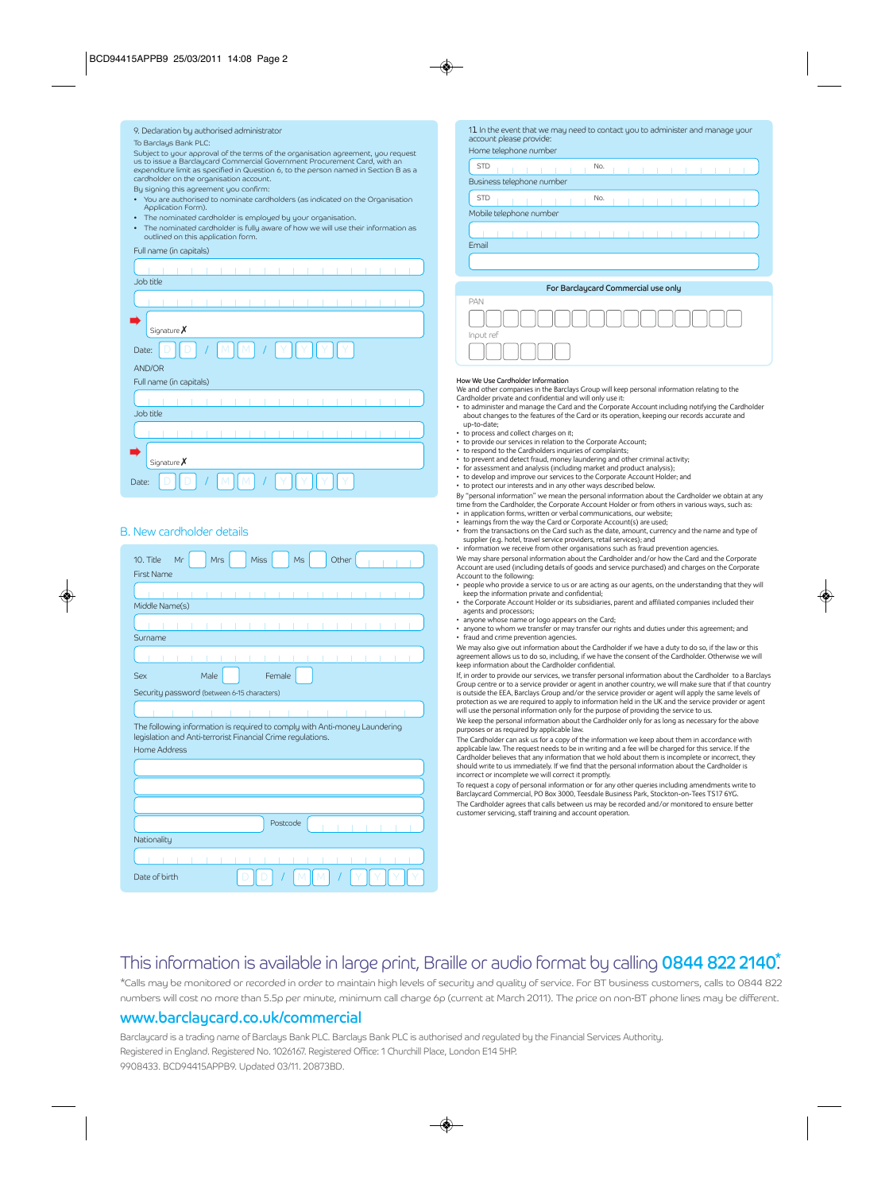9. Declaration by authorised administrator

To Barclays Bank PLC:

Subject to your approval of the terms of the organisation agreement, you request us to issue a Barclaycard Commercial Government Procurement Card, with an expenditure limit as specified in Question 6, to the person named in Section B as a cardholder on the organisation account.

By signing this agreement you confirm:

- You are authorised to nominate cardholders (as indicated on the Organisation Application Form).
- The nominated cardholder is employed by your organisation.
- The nominated cardholder is fully aware of how we will use their information as outlined on this application form.

Full name (in capitals)

Job title

Signature ✗

Date: D D / M M / Y Y Y Y

AND/OR

Full name (in capitals)

Job title

Signature ✗

Date: D D / M M / Y Y Y Y

## B. New cardholder details

10. Title Mr Mrs Miss Ms Other

First Name

Middle Name(s)

Surname

Sex Male Female

Security password (between 6-15 characters)

The following information is required to comply with Anti-money Laundering legislation and Anti-terrorist Financial Crime regulations.

Home Address

Postcode

Nationality

Date of birth D D / M M / Y Y Y Y

11. In the event that we may need to contact you to administer and manage your account please provide:

Home telephone number

STD No.

Business telephone number

STD No.

Mobile telephone number

Email

**For Barclaycard Commercial use only**

PAN

Input ref

### How We Use Cardholder Information

We and other companies in the Barclays Group will keep personal information relating to the Cardholder private and confidential and will only use it:

- to administer and manage the Card and the Corporate Account including notifying the Cardholder about changes to the features of the Card or its operation, keeping our records accurate and up-to-date;
- to process and collect charges on it;
- to provide our services in relation to the Corporate Account;
- to respond to the Cardholders inquiries of complaints;
- to prevent and detect fraud, money laundering and other criminal activity;
- for assessment and analysis (including market and product analysis);
- to develop and improve our services to the Corporate Account Holder; and
- to protect our interests and in any other ways described below.

By "personal information" we mean the personal information about the Cardholder we obtain at any time from the Cardholder, the Corporate Account Holder or from others in various ways, such as:

- in application forms, written or verbal communications, our website;
- learnings from the way the Card or Corporate Account(s) are used;
- from the transactions on the Card such as the date, amount, currency and the name and type of supplier (e.g. hotel, travel service providers, retail services); and
- information we receive from other organisations such as fraud prevention agencies.

We may share personal information about the Cardholder and/or how the Card and the Corporate Account are used (including details of goods and service purchased) and charges on the Corporate Account to the following:

- people who provide a service to us or are acting as our agents, on the understanding that they will keep the information private and confidential;
- the Corporate Account Holder or its subsidiaries, parent and affiliated companies included their agents and processors;
- anyone whose name or logo appears on the Card;
- anyone to whom we transfer or may transfer our rights and duties under this agreement; and
- fraud and crime prevention agencies.

We may also give out information about the Cardholder if we have a duty to do so, if the law or this agreement allows us to do so, including, if we have the consent of the Cardholder. Otherwise we will keep information about the Cardholder confidential.

If, in order to provide our services, we transfer personal information about the Cardholder to a Barclays Group centre or to a service provider or agent in another country, we will make sure that if that country is outside the EEA, Barclays Group and/or the service provider or agent will apply the same levels of protection as we are required to apply to information held in the UK and the service provider or agent will use the personal information only for the purpose of providing the service to us.

We keep the personal information about the Cardholder only for as long as necessary for the above purposes or as required by applicable law.

The Cardholder can ask us for a copy of the information we keep about them in accordance with applicable law. The request needs to be in writing and a fee will be charged for this service. If the Cardholder believes that any information that we hold about them is incomplete or incorrect, they should write to us immediately. If we find that the personal information about the Cardholder is incorrect or incomplete we will correct it promptly.

To request a copy of personal information or for any other queries including amendments write to Barclaycard Commercial, PO Box 3000, Teesdale Business Park, Stockton-on-Tees TS17 6YG.

The Cardholder agrees that calls between us may be recorded and/or monitored to ensure better customer servicing, staff training and account operation.

## This information is available in large print, Braille or audio format by calling **0844 822 2140***

*Calls may be monitored or recorded in order to maintain high levels of security and quality of service. For BT business customers, calls to 0844 822 numbers will cost no more than 5.5p per minute, minimum call charge 6p (current at March 2011). The price on non-BT phone lines may be different.

**www.barclaycard.co.uk/commercial**

Barclaycard is a trading name of Barclays Bank PLC. Barclays Bank PLC is authorised and regulated by the Financial Services Authority. Registered in England. Registered No. 1026167. Registered Office: 1 Churchill Place, London E14 5HP. 9908433. BCD94415APPB9. Updated 03/11. 20873BD.